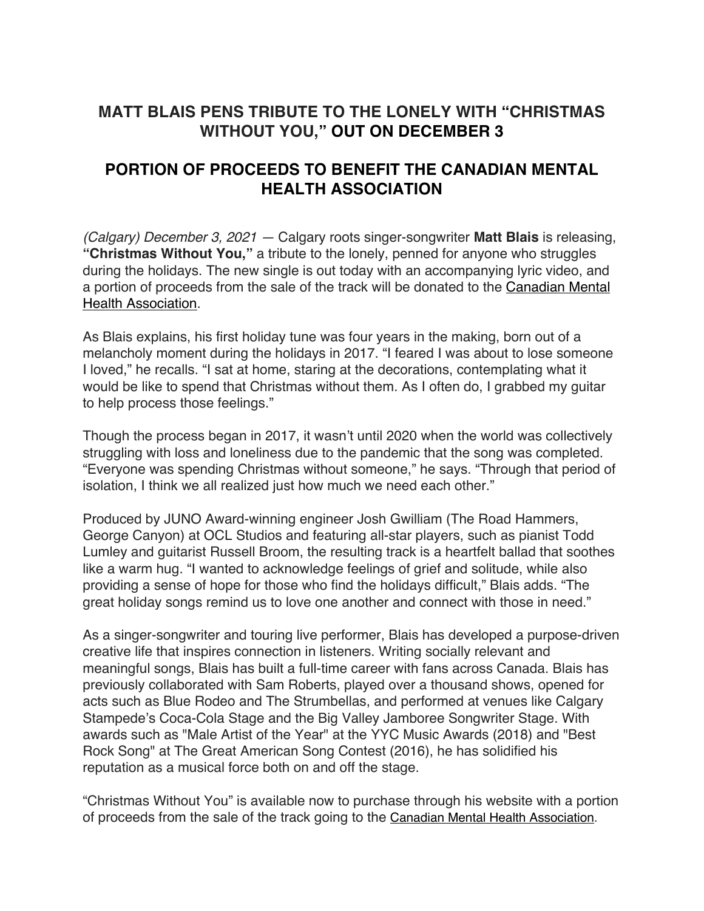## MATT BLAIS PENS TRIBUTE TO THE LONELY WITH "CHRISTMAS WITHOUT YOU," OUT ON DECEMBER 3

## PORTION OF PROCEEDS TO BENEFIT THE CANADIAN MENTAL HEALTH ASSOCIATION

*(Calgary) December 3, 2021* — Calgary roots singer-songwriter **Matt Blais** is releasing, **"Christmas Without You,"** a tribute to the lonely, penned for anyone who struggles during the holidays. The new single is out today with an accompanying lyric video, and a portion of proceeds from the sale of the track will be donated to the Canadian Mental Health Association.

As Blais explains, his first holiday tune was four years in the making, born out of a melancholy moment during the holidays in 2017. "I feared I was about to lose someone I loved," he recalls. "I sat at home, staring at the decorations, contemplating what it would be like to spend that Christmas without them. As I often do, I grabbed my guitar to help process those feelings."

Though the process began in 2017, it wasn't until 2020 when the world was collectively struggling with loss and loneliness due to the pandemic that the song was completed. "Everyone was spending Christmas without someone," he says. "Through that period of isolation, I think we all realized just how much we need each other."

Produced by JUNO Award-winning engineer Josh Gwilliam (The Road Hammers, George Canyon) at OCL Studios and featuring all-star players, such as pianist Todd Lumley and guitarist Russell Broom, the resulting track is a heartfelt ballad that soothes like a warm hug. "I wanted to acknowledge feelings of grief and solitude, while also providing a sense of hope for those who find the holidays difficult," Blais adds. "The great holiday songs remind us to love one another and connect with those in need."

As a singer-songwriter and touring live performer, Blais has developed a purpose-driven creative life that inspires connection in listeners. Writing socially relevant and meaningful songs, Blais has built a full-time career with fans across Canada. Blais has previously collaborated with Sam Roberts, played over a thousand shows, opened for acts such as Blue Rodeo and The Strumbellas, and performed at venues like Calgary Stampede's Coca-Cola Stage and the Big Valley Jamboree Songwriter Stage. With awards such as "Male Artist of the Year" at the YYC Music Awards (2018) and "Best Rock Song" at The Great American Song Contest (2016), he has solidified his reputation as a musical force both on and off the stage.

"Christmas Without You" is available now to purchase through his website with a portion of proceeds from the sale of the track going to the Canadian Mental Health Association.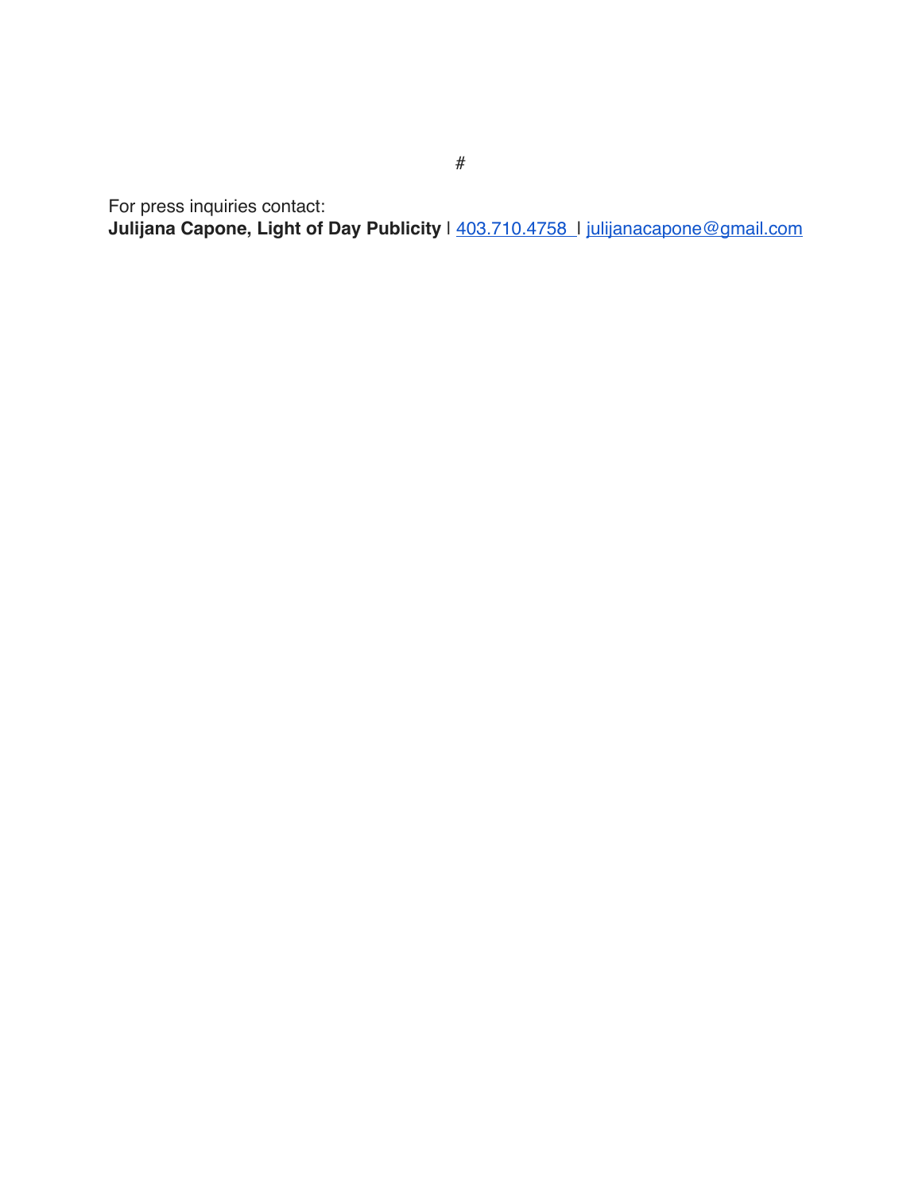#

For press inquiries contact:
**Julijana Capone, Light of Day Publicity** | 403.710.4758 | julijanacapone@gmail.com